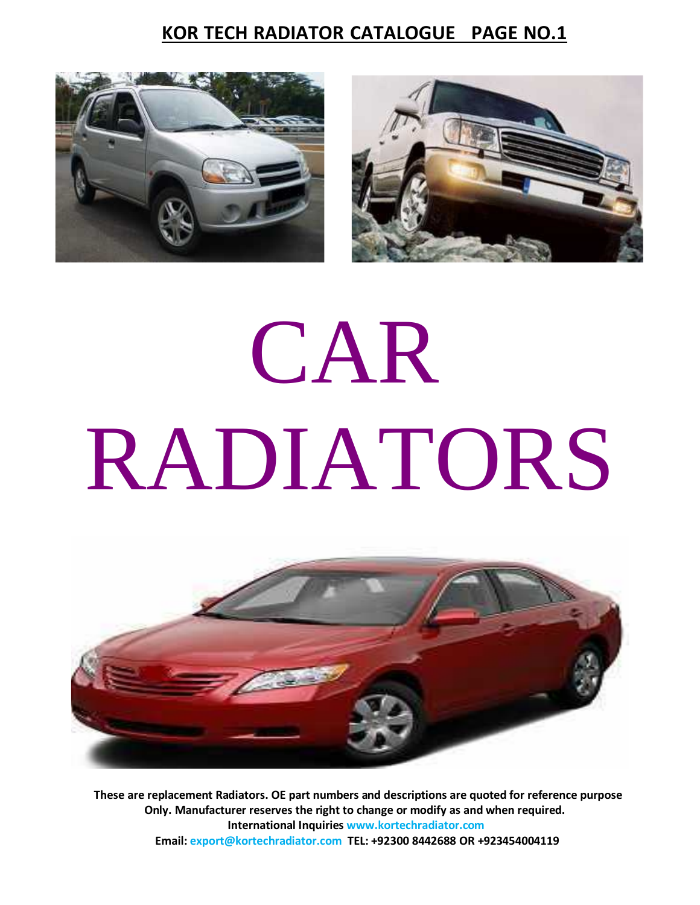# KOR TECH RADIATOR CATALOGUE PAGE NO.1

# CAR RADIATORS

**These are replacement Radiators. OE part numbers and descriptions are quoted for reference purpose Only. Manufacturer reserves the right to change or modify as and when required.**

**International Inquiries www.kortechradiator.com**

**Email: export@kortechradiator.com TEL: +92300 8442688 OR +923454004119**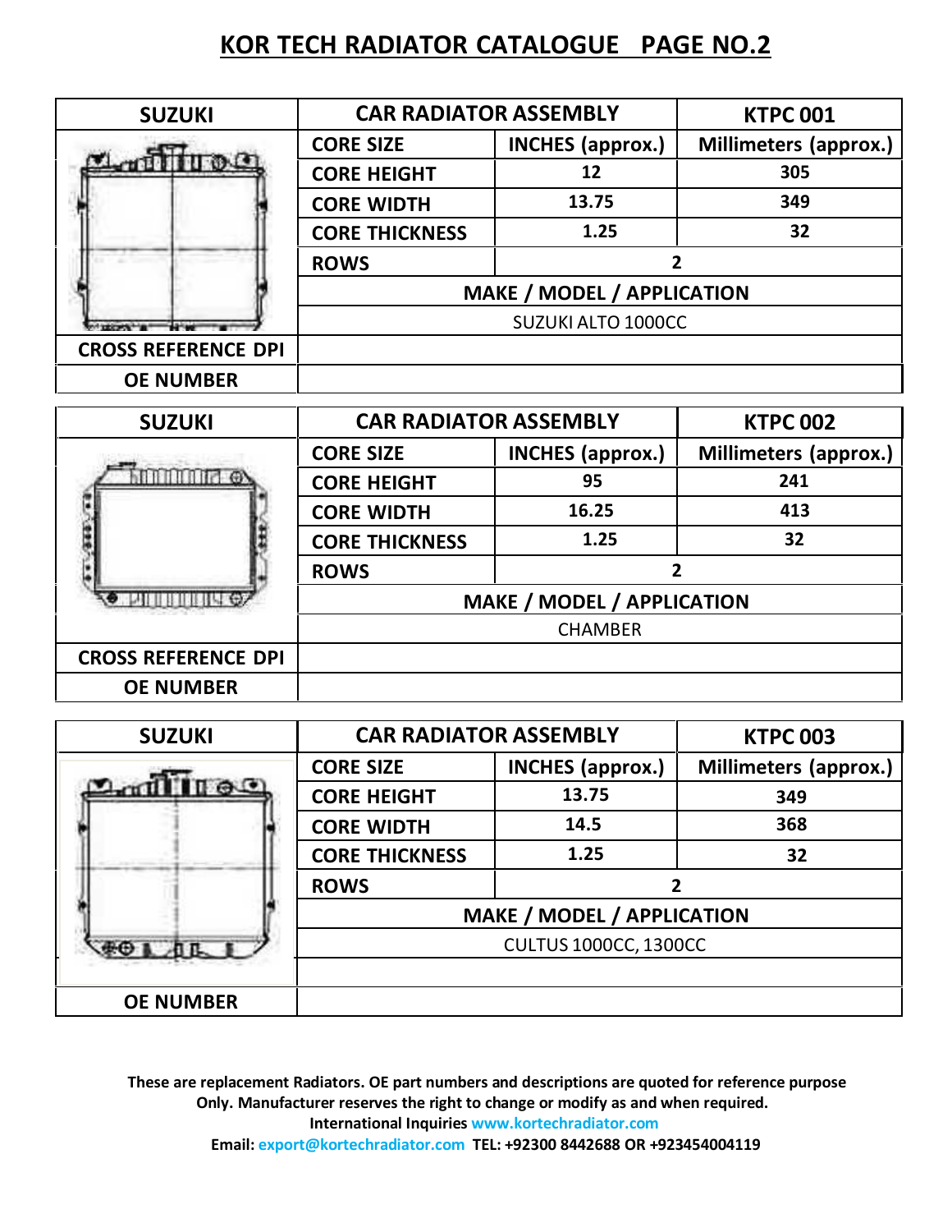# KOR TECH RADIATOR CATALOGUE PAGE NO.2

| SUZUKI | CAR RADIATOR ASSEMBLY | | KTPC 001 |
|---|---|---|---|
| | CORE SIZE | INCHES (approx.) | Millimeters (approx.) |
| | CORE HEIGHT | 12 | 305 |
| | CORE WIDTH | 13.75 | 349 |
| | CORE THICKNESS | 1.25 | 32 |
| | ROWS | 2 | |
| | MAKE / MODEL / APPLICATION | | |
| | SUZUKI ALTO 1000CC | | |
| CROSS REFERENCE DPI | | | |
| OE NUMBER | | | |

| SUZUKI | CAR RADIATOR ASSEMBLY | | KTPC 002 |
|---|---|---|---|
| | CORE SIZE | INCHES (approx.) | Millimeters (approx.) |
| | CORE HEIGHT | 95 | 241 |
| | CORE WIDTH | 16.25 | 413 |
| | CORE THICKNESS | 1.25 | 32 |
| | ROWS | 2 | |
| | MAKE / MODEL / APPLICATION | | |
| | CHAMBER | | |
| CROSS REFERENCE DPI | | | |
| OE NUMBER | | | |

| SUZUKI | CAR RADIATOR ASSEMBLY | | KTPC 003 |
|---|---|---|---|
| | CORE SIZE | INCHES (approx.) | Millimeters (approx.) |
| | CORE HEIGHT | 13.75 | 349 |
| | CORE WIDTH | 14.5 | 368 |
| | CORE THICKNESS | 1.25 | 32 |
| | ROWS | 2 | |
| | MAKE / MODEL / APPLICATION | | |
| | CULTUS 1000CC, 1300CC | | |
| | | | |
| OE NUMBER | | | |

**These are replacement Radiators. OE part numbers and descriptions are quoted for reference purpose Only. Manufacturer reserves the right to change or modify as and when required.**
**International Inquiries www.kortechradiator.com**
**Email: export@kortechradiator.com TEL: +92300 8442688 OR +923454004119**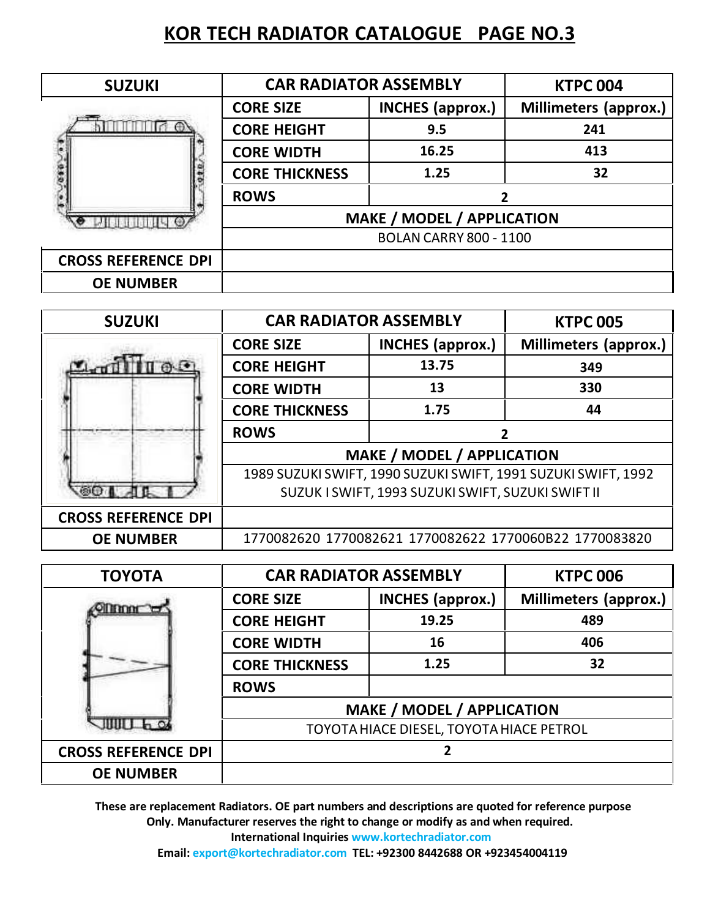# KOR TECH RADIATOR CATALOGUE PAGE NO.3

| SUZUKI | CAR RADIATOR ASSEMBLY | | KTPC 004 |
|---|---|---|---|
| | CORE SIZE | INCHES (approx.) | Millimeters (approx.) |
| | CORE HEIGHT | 9.5 | 241 |
| | CORE WIDTH | 16.25 | 413 |
| | CORE THICKNESS | 1.25 | 32 |
| | ROWS | 2 | |
| | MAKE / MODEL / APPLICATION | | |
| | BOLAN CARRY 800 - 1100 | | |
| CROSS REFERENCE DPI | | | |
| OE NUMBER | | | |

| SUZUKI | CAR RADIATOR ASSEMBLY | | KTPC 005 |
|---|---|---|---|
| | CORE SIZE | INCHES (approx.) | Millimeters (approx.) |
| | CORE HEIGHT | 13.75 | 349 |
| | CORE WIDTH | 13 | 330 |
| | CORE THICKNESS | 1.75 | 44 |
| | ROWS | 2 | |
| | MAKE / MODEL / APPLICATION | | |
| | 1989 SUZUKI SWIFT, 1990 SUZUKI SWIFT, 1991 SUZUKI SWIFT, 1992 SUZUK I SWIFT, 1993 SUZUKI SWIFT, SUZUKI SWIFT II | | |
| CROSS REFERENCE DPI | | | |
| OE NUMBER | 1770082620 1770082621 1770082622 1770060B22 1770083820 | | |

| TOYOTA | CAR RADIATOR ASSEMBLY | | KTPC 006 |
|---|---|---|---|
| | CORE SIZE | INCHES (approx.) | Millimeters (approx.) |
| | CORE HEIGHT | 19.25 | 489 |
| | CORE WIDTH | 16 | 406 |
| | CORE THICKNESS | 1.25 | 32 |
| | ROWS | | |
| | MAKE / MODEL / APPLICATION | | |
| | TOYOTA HIACE DIESEL, TOYOTA HIACE PETROL | | |
| CROSS REFERENCE DPI | 2 | | |
| OE NUMBER | | | |

**These are replacement Radiators. OE part numbers and descriptions are quoted for reference purpose Only. Manufacturer reserves the right to change or modify as and when required.**

**International Inquiries www.kortechradiator.com**

**Email: export@kortechradiator.com TEL: +92300 8442688 OR +923454004119**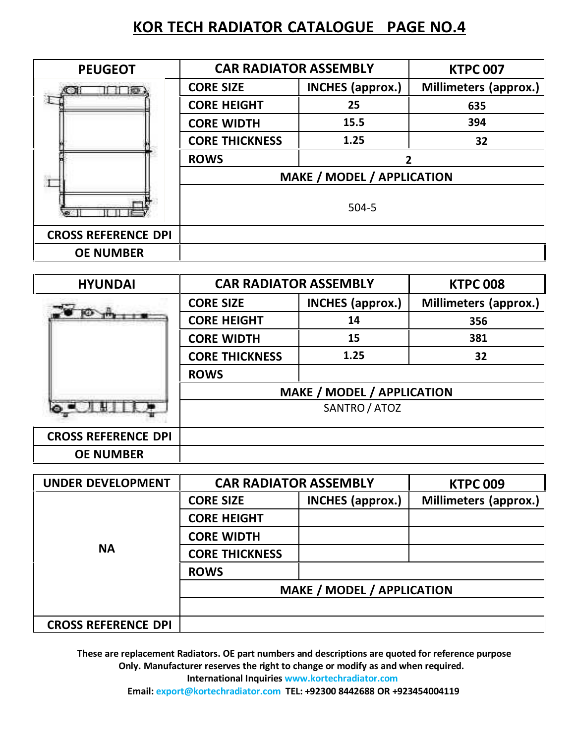# KOR TECH RADIATOR CATALOGUE PAGE NO.4

| PEUGEOT | CAR RADIATOR ASSEMBLY | | KTPC 007 |
|---|---|---|---|
| | CORE SIZE | INCHES (approx.) | Millimeters (approx.) |
| | CORE HEIGHT | 25 | 635 |
| | CORE WIDTH | 15.5 | 394 |
| | CORE THICKNESS | 1.25 | 32 |
| | ROWS | 2 | |
| | MAKE / MODEL / APPLICATION | | |
| | 504-5 | | |
| CROSS REFERENCE DPI | | | |
| OE NUMBER | | | |

| HYUNDAI | CAR RADIATOR ASSEMBLY | | KTPC 008 |
|---|---|---|---|
| | CORE SIZE | INCHES (approx.) | Millimeters (approx.) |
| | CORE HEIGHT | 14 | 356 |
| | CORE WIDTH | 15 | 381 |
| | CORE THICKNESS | 1.25 | 32 |
| | ROWS | | |
| | MAKE / MODEL / APPLICATION | | |
| | SANTRO / ATOZ | | |
| CROSS REFERENCE DPI | | | |
| OE NUMBER | | | |

| UNDER DEVELOPMENT | CAR RADIATOR ASSEMBLY | | KTPC 009 |
|---|---|---|---|
| NA | CORE SIZE | INCHES (approx.) | Millimeters (approx.) |
| | CORE HEIGHT | | |
| | CORE WIDTH | | |
| | CORE THICKNESS | | |
| | ROWS | | |
| | MAKE / MODEL / APPLICATION | | |
| | | | |
| CROSS REFERENCE DPI | | | |

**These are replacement Radiators. OE part numbers and descriptions are quoted for reference purpose Only. Manufacturer reserves the right to change or modify as and when required.**

**International Inquiries www.kortechradiator.com**

**Email: export@kortechradiator.com TEL: +92300 8442688 OR +923454004119**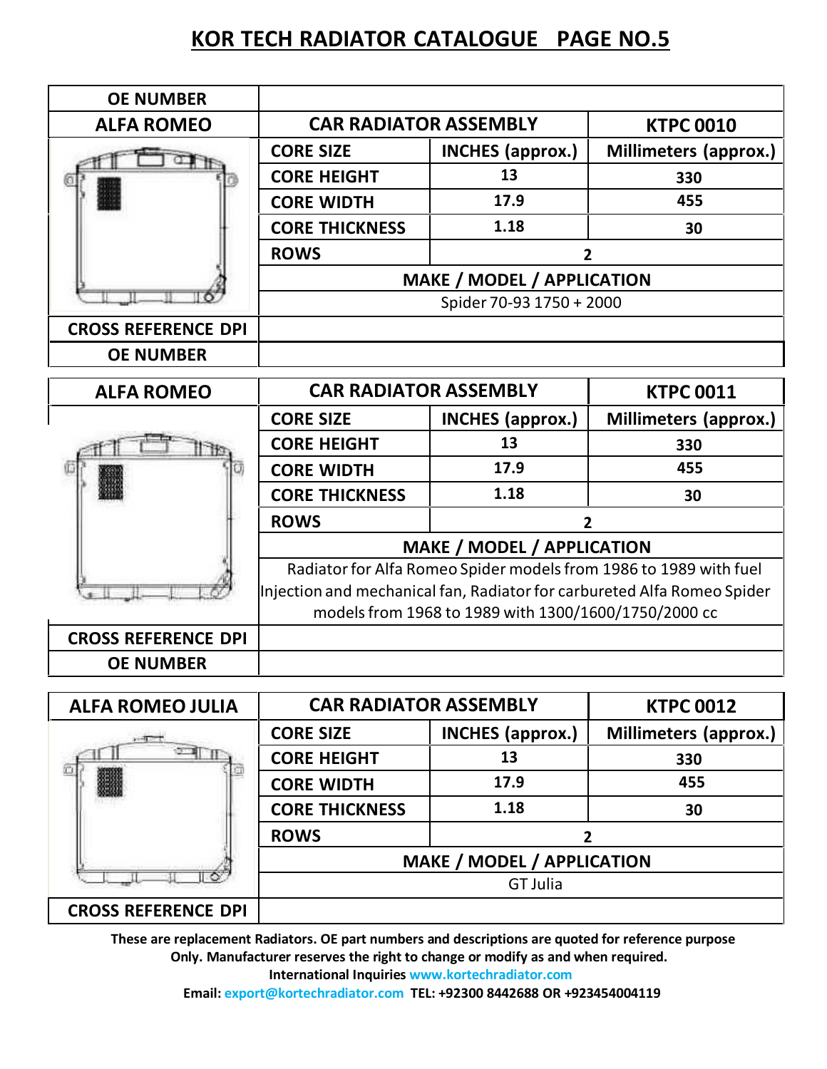# KOR TECH RADIATOR CATALOGUE PAGE NO.5

| OE NUMBER | | | |
|---|---|---|---|
| **ALFA ROMEO** | **CAR RADIATOR ASSEMBLY** | | **KTPC 0010** |
| | **CORE SIZE** | **INCHES (approx.)** | **Millimeters (approx.)** |
| | **CORE HEIGHT** | 13 | 330 |
| | **CORE WIDTH** | 17.9 | 455 |
| | **CORE THICKNESS** | 1.18 | 30 |
| | **ROWS** | 2 | |
| | **MAKE / MODEL / APPLICATION** | | |
| | Spider 70-93 1750 + 2000 | | |
| **CROSS REFERENCE DPI** | | | |
| **OE NUMBER** | | | |

| **ALFA ROMEO** | **CAR RADIATOR ASSEMBLY** | | **KTPC 0011** |
|---|---|---|---|
| | **CORE SIZE** | **INCHES (approx.)** | **Millimeters (approx.)** |
| | **CORE HEIGHT** | 13 | 330 |
| | **CORE WIDTH** | 17.9 | 455 |
| | **CORE THICKNESS** | 1.18 | 30 |
| | **ROWS** | 2 | |
| | **MAKE / MODEL / APPLICATION** | | |
| | Radiator for Alfa Romeo Spider models from 1986 to 1989 with fuel Injection and mechanical fan, Radiator for carbureted Alfa Romeo Spider models from 1968 to 1989 with 1300/1600/1750/2000 cc | | |
| **CROSS REFERENCE DPI** | | | |
| **OE NUMBER** | | | |

| **ALFA ROMEO JULIA** | **CAR RADIATOR ASSEMBLY** | | **KTPC 0012** |
|---|---|---|---|
| | **CORE SIZE** | **INCHES (approx.)** | **Millimeters (approx.)** |
| | **CORE HEIGHT** | 13 | 330 |
| | **CORE WIDTH** | 17.9 | 455 |
| | **CORE THICKNESS** | 1.18 | 30 |
| | **ROWS** | 2 | |
| | **MAKE / MODEL / APPLICATION** | | |
| | GT Julia | | |
| **CROSS REFERENCE DPI** | | | |

**These are replacement Radiators. OE part numbers and descriptions are quoted for reference purpose Only. Manufacturer reserves the right to change or modify as and when required.**

**International Inquiries www.kortechradiator.com**

**Email: export@kortechradiator.com TEL: +92300 8442688 OR +923454004119**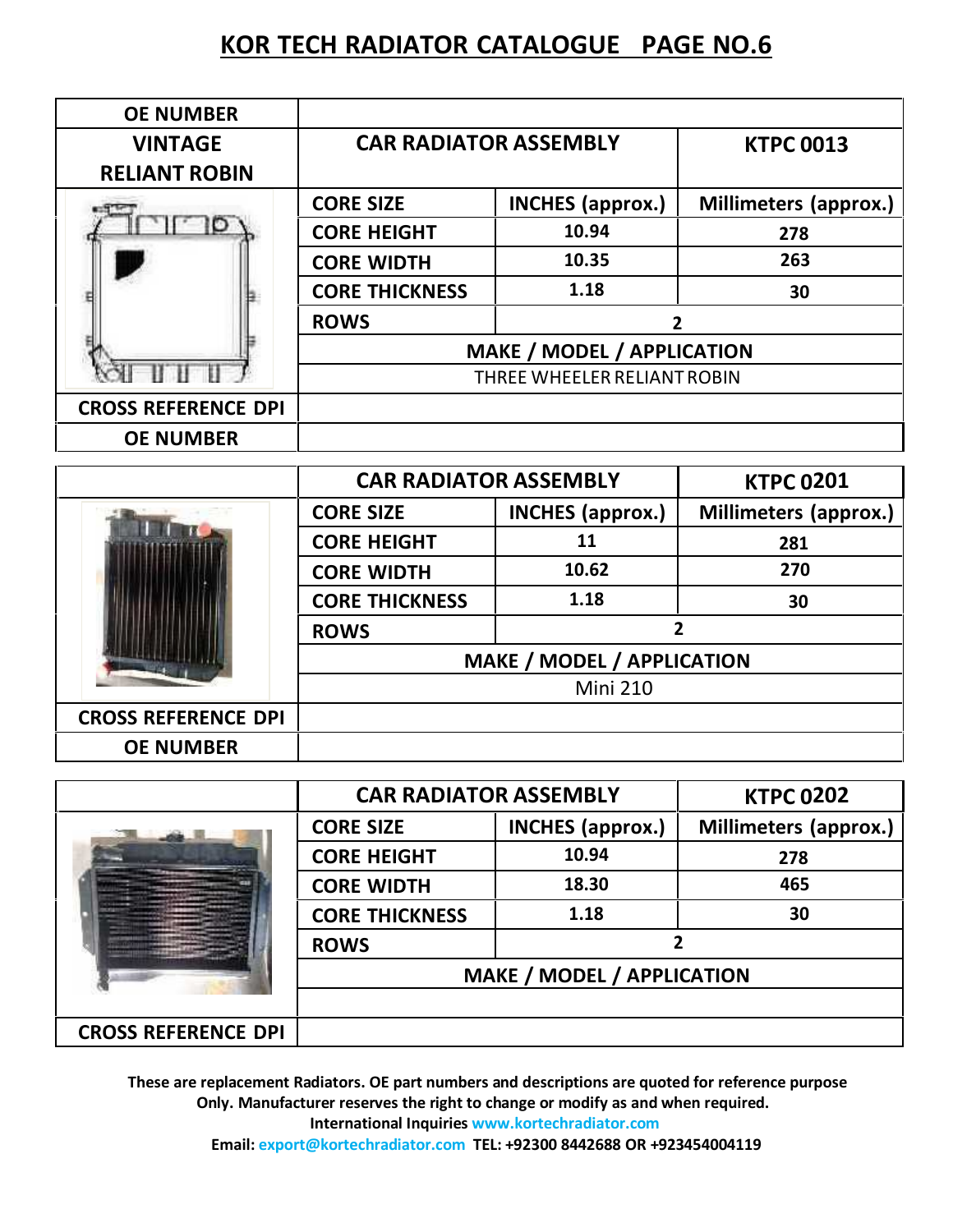# KOR TECH RADIATOR CATALOGUE PAGE NO.6

| OE NUMBER | | | |
|---|---|---|---|
| VINTAGE RELIANT ROBIN | CAR RADIATOR ASSEMBLY | | KTPC 0013 |
| | CORE SIZE | INCHES (approx.) | Millimeters (approx.) |
| | CORE HEIGHT | 10.94 | 278 |
| | CORE WIDTH | 10.35 | 263 |
| | CORE THICKNESS | 1.18 | 30 |
| | ROWS | 2 | |
| | MAKE / MODEL / APPLICATION | | |
| | THREE WHEELER RELIANT ROBIN | | |
| CROSS REFERENCE DPI | | | |
| OE NUMBER | | | |

| | CAR RADIATOR ASSEMBLY | | KTPC 0201 |
|---|---|---|---|
| | CORE SIZE | INCHES (approx.) | Millimeters (approx.) |
| | CORE HEIGHT | 11 | 281 |
| | CORE WIDTH | 10.62 | 270 |
| | CORE THICKNESS | 1.18 | 30 |
| | ROWS | 2 | |
| | MAKE / MODEL / APPLICATION | | |
| | Mini 210 | | |
| CROSS REFERENCE DPI | | | |
| OE NUMBER | | | |

| | CAR RADIATOR ASSEMBLY | | KTPC 0202 |
|---|---|---|---|
| | CORE SIZE | INCHES (approx.) | Millimeters (approx.) |
| | CORE HEIGHT | 10.94 | 278 |
| | CORE WIDTH | 18.30 | 465 |
| | CORE THICKNESS | 1.18 | 30 |
| | ROWS | 2 | |
| | MAKE / MODEL / APPLICATION | | |
| | | | |
| CROSS REFERENCE DPI | | | |

**These are replacement Radiators. OE part numbers and descriptions are quoted for reference purpose Only. Manufacturer reserves the right to change or modify as and when required.**

**International Inquiries www.kortechradiator.com**

**Email: export@kortechradiator.com TEL: +92300 8442688 OR +923454004119**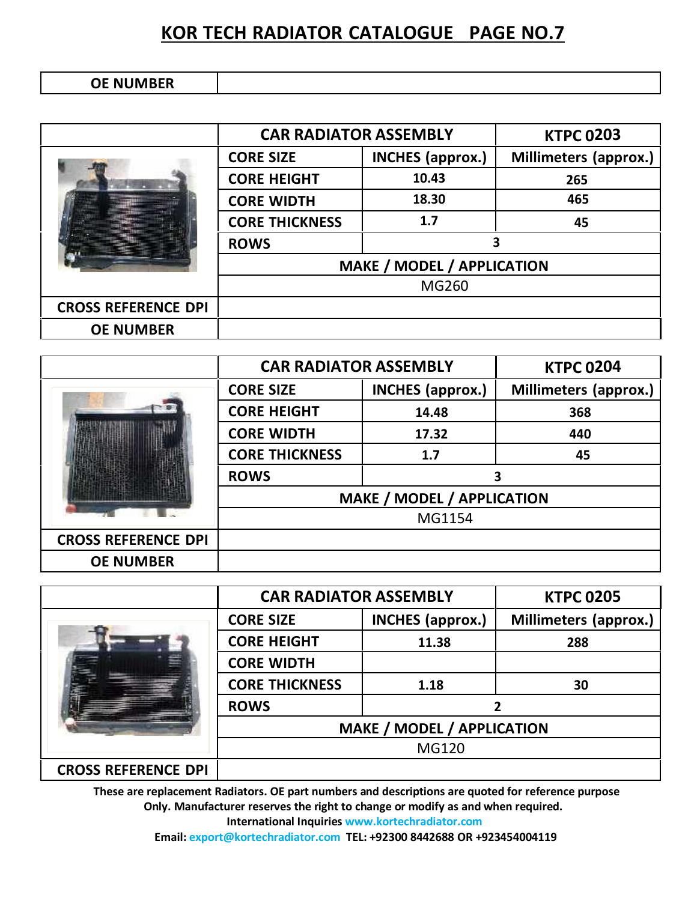# KOR TECH RADIATOR CATALOGUE PAGE NO.7

| OE NUMBER | |
|---|---|

| | CAR RADIATOR ASSEMBLY | | KTPC 0203 |
|---|---|---|---|
| | CORE SIZE | INCHES (approx.) | Millimeters (approx.) |
| | CORE HEIGHT | 10.43 | 265 |
| | CORE WIDTH | 18.30 | 465 |
| | CORE THICKNESS | 1.7 | 45 |
| | ROWS | 3 | |
| | MAKE / MODEL / APPLICATION | | |
| | MG260 | | |
| CROSS REFERENCE DPI | | | |
| OE NUMBER | | | |

| | CAR RADIATOR ASSEMBLY | | KTPC 0204 |
|---|---|---|---|
| | CORE SIZE | INCHES (approx.) | Millimeters (approx.) |
| | CORE HEIGHT | 14.48 | 368 |
| | CORE WIDTH | 17.32 | 440 |
| | CORE THICKNESS | 1.7 | 45 |
| | ROWS | 3 | |
| | MAKE / MODEL / APPLICATION | | |
| | MG1154 | | |
| CROSS REFERENCE DPI | | | |
| OE NUMBER | | | |

| | CAR RADIATOR ASSEMBLY | | KTPC 0205 |
|---|---|---|---|
| | CORE SIZE | INCHES (approx.) | Millimeters (approx.) |
| | CORE HEIGHT | 11.38 | 288 |
| | CORE WIDTH | | |
| | CORE THICKNESS | 1.18 | 30 |
| | ROWS | 2 | |
| | MAKE / MODEL / APPLICATION | | |
| | MG120 | | |
| CROSS REFERENCE DPI | | | |

**These are replacement Radiators. OE part numbers and descriptions are quoted for reference purpose Only. Manufacturer reserves the right to change or modify as and when required.**

**International Inquiries www.kortechradiator.com**

**Email: export@kortechradiator.com TEL: +92300 8442688 OR +923454004119**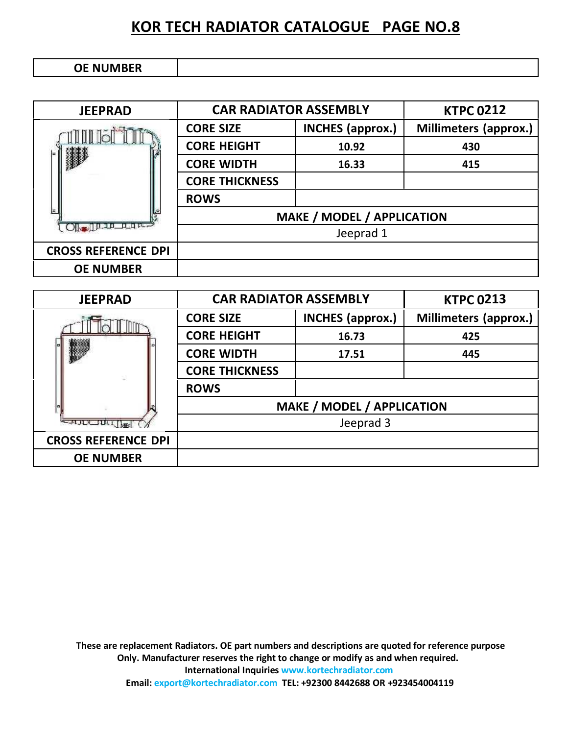# KOR TECH RADIATOR CATALOGUE PAGE NO.8

| OE NUMBER | |
|---|---|

| JEEPRAD | CAR RADIATOR ASSEMBLY | | KTPC 0212 |
|---|---|---|---|
| | CORE SIZE | INCHES (approx.) | Millimeters (approx.) |
| | CORE HEIGHT | 10.92 | 430 |
| | CORE WIDTH | 16.33 | 415 |
| | CORE THICKNESS | | |
| | ROWS | | |
| | MAKE / MODEL / APPLICATION | | |
| | Jeeprad 1 | | |
| CROSS REFERENCE DPI | | | |
| OE NUMBER | | | |

| JEEPRAD | CAR RADIATOR ASSEMBLY | | KTPC 0213 |
|---|---|---|---|
| | CORE SIZE | INCHES (approx.) | Millimeters (approx.) |
| | CORE HEIGHT | 16.73 | 425 |
| | CORE WIDTH | 17.51 | 445 |
| | CORE THICKNESS | | |
| | ROWS | | |
| | MAKE / MODEL / APPLICATION | | |
| | Jeeprad 3 | | |
| CROSS REFERENCE DPI | | | |
| OE NUMBER | | | |

**These are replacement Radiators. OE part numbers and descriptions are quoted for reference purpose Only. Manufacturer reserves the right to change or modify as and when required.**

**International Inquiries www.kortechradiator.com**

**Email: export@kortechradiator.com TEL: +92300 8442688 OR +923454004119**